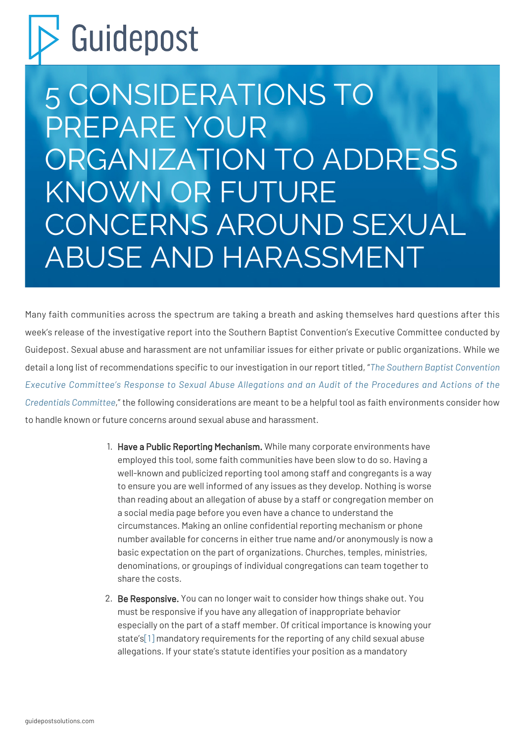# Guidepost

# 5 CONSIDERATIONS TO PREPARE YOUR ORGANIZATION TO ADDRESS KNOWN OR FUTURE CONCERNS AROUND SEXUAL ABUSE AND HARASSMENT

Many faith communities across the spectrum are taking a breath and asking themselves hard questions after this week's release of the investigative report into the Southern Baptist Convention's Executive Committee conducted by Guidepost. Sexual abuse and harassment are not unfamiliar issues for either private or public organizations. While we detail a long list of recommendations specific to our investigation in our report titled, "*The Southern Baptist Convention Executive Committee's Response to Sexual Abuse Allegations and an Audit of the Procedures and Actions of the Credentials Committee*," the following considerations are meant to be a helpful tool as faith environments consider how to handle known or future concerns around sexual abuse and harassment.

1. **Have a Public Reporting Mechanism.** While many corporate environments have employed this tool, some faith communities have been slow to do so. Having a well-known and publicized reporting tool among staff and congregants is a way to ensure you are well informed of any issues as they develop. Nothing is worse than reading about an allegation of abuse by a staff or congregation member on a social media page before you even have a chance to understand the circumstances. Making an online confidential reporting mechanism or phone number available for concerns in either true name and/or anonymously is now a basic expectation on the part of organizations. Churches, temples, ministries, denominations, or groupings of individual congregations can team together to share the costs.
2. **Be Responsive.** You can no longer wait to consider how things shake out. You must be responsive if you have any allegation of inappropriate behavior especially on the part of a staff member. Of critical importance is knowing your state's[1] mandatory requirements for the reporting of any child sexual abuse allegations. If your state's statute identifies your position as a mandatory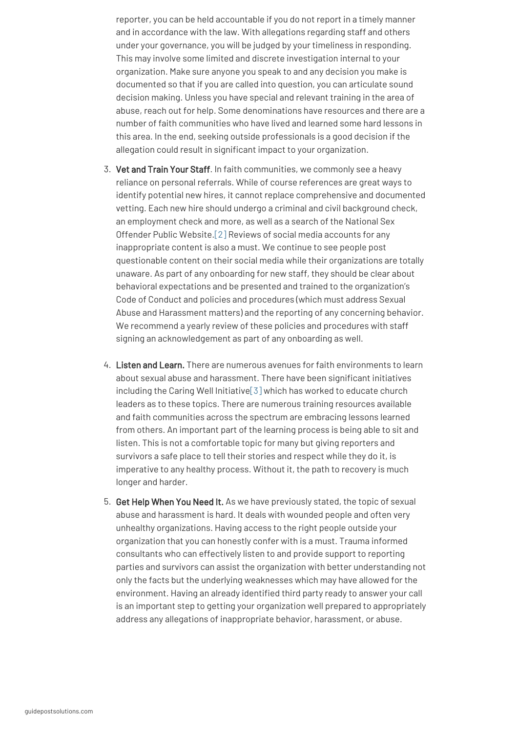reporter, you can be held accountable if you do not report in a timely manner and in accordance with the law. With allegations regarding staff and others under your governance, you will be judged by your timeliness in responding. This may involve some limited and discrete investigation internal to your organization. Make sure anyone you speak to and any decision you make is documented so that if you are called into question, you can articulate sound decision making. Unless you have special and relevant training in the area of abuse, reach out for help. Some denominations have resources and there are a number of faith communities who have lived and learned some hard lessons in this area. In the end, seeking outside professionals is a good decision if the allegation could result in significant impact to your organization.

3. **Vet and Train Your Staff**. In faith communities, we commonly see a heavy reliance on personal referrals. While of course references are great ways to identify potential new hires, it cannot replace comprehensive and documented vetting. Each new hire should undergo a criminal and civil background check, an employment check and more, as well as a search of the National Sex Offender Public Website.[2] Reviews of social media accounts for any inappropriate content is also a must. We continue to see people post questionable content on their social media while their organizations are totally unaware. As part of any onboarding for new staff, they should be clear about behavioral expectations and be presented and trained to the organization's Code of Conduct and policies and procedures (which must address Sexual Abuse and Harassment matters) and the reporting of any concerning behavior. We recommend a yearly review of these policies and procedures with staff signing an acknowledgement as part of any onboarding as well.

4. **Listen and Learn.** There are numerous avenues for faith environments to learn about sexual abuse and harassment. There have been significant initiatives including the Caring Well Initiative[3] which has worked to educate church leaders as to these topics. There are numerous training resources available and faith communities across the spectrum are embracing lessons learned from others. An important part of the learning process is being able to sit and listen. This is not a comfortable topic for many but giving reporters and survivors a safe place to tell their stories and respect while they do it, is imperative to any healthy process. Without it, the path to recovery is much longer and harder.

5. **Get Help When You Need It.** As we have previously stated, the topic of sexual abuse and harassment is hard. It deals with wounded people and often very unhealthy organizations. Having access to the right people outside your organization that you can honestly confer with is a must. Trauma informed consultants who can effectively listen to and provide support to reporting parties and survivors can assist the organization with better understanding not only the facts but the underlying weaknesses which may have allowed for the environment. Having an already identified third party ready to answer your call is an important step to getting your organization well prepared to appropriately address any allegations of inappropriate behavior, harassment, or abuse.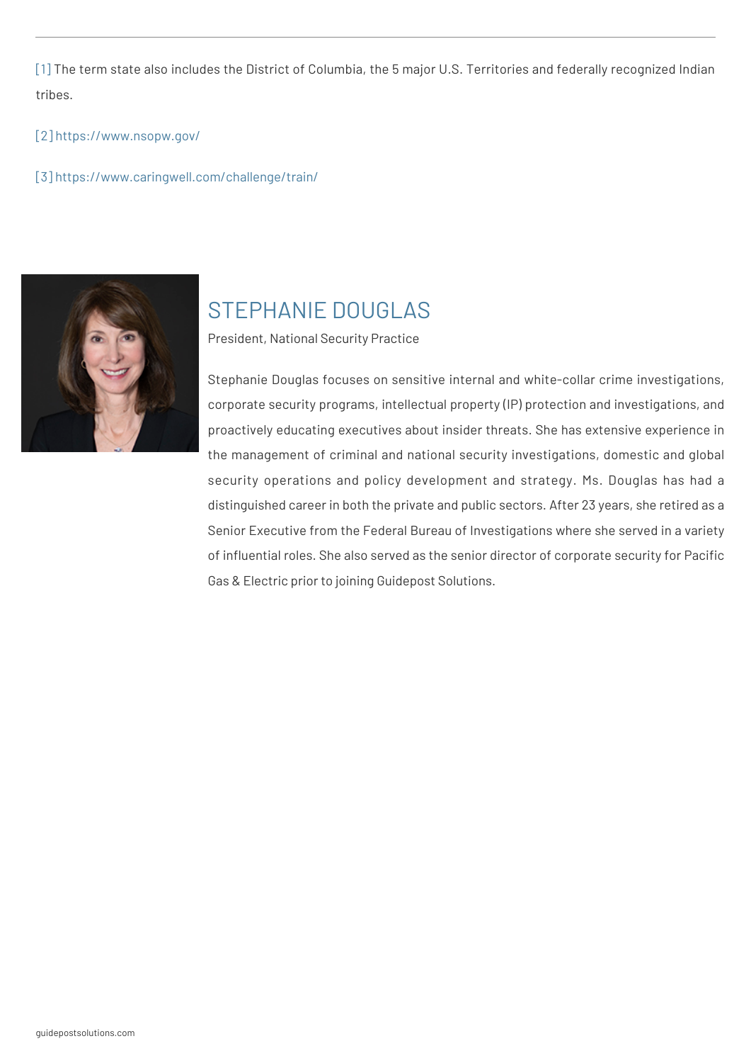[1] The term state also includes the District of Columbia, the 5 major U.S. Territories and federally recognized Indian tribes.

[2] https://www.nsopw.gov/

[3] https://www.caringwell.com/challenge/train/

## STEPHANIE DOUGLAS

President, National Security Practice

Stephanie Douglas focuses on sensitive internal and white-collar crime investigations, corporate security programs, intellectual property (IP) protection and investigations, and proactively educating executives about insider threats. She has extensive experience in the management of criminal and national security investigations, domestic and global security operations and policy development and strategy. Ms. Douglas has had a distinguished career in both the private and public sectors. After 23 years, she retired as a Senior Executive from the Federal Bureau of Investigations where she served in a variety of influential roles. She also served as the senior director of corporate security for Pacific Gas & Electric prior to joining Guidepost Solutions.